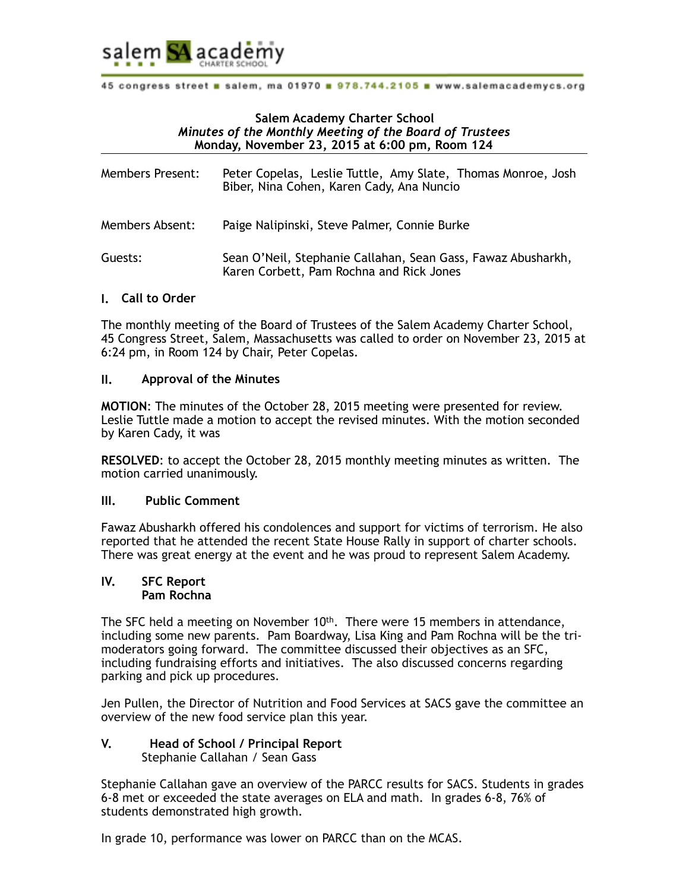salem SA academy CHARTER SCHOOL

45 congress street ■ salem, ma 01970 ■ 978.744.2105 ■ www.salemacademycs.org

**Salem Academy Charter School**
***Minutes of the Monthly Meeting of the Board of Trustees***
**Monday, November 23, 2015 at 6:00 pm, Room 124**

Members Present: Peter Copelas, Leslie Tuttle, Amy Slate, Thomas Monroe, Josh Biber, Nina Cohen, Karen Cady, Ana Nuncio

Members Absent: Paige Nalipinski, Steve Palmer, Connie Burke

Guests: Sean O'Neil, Stephanie Callahan, Sean Gass, Fawaz Abusharkh, Karen Corbett, Pam Rochna and Rick Jones

## I. Call to Order

The monthly meeting of the Board of Trustees of the Salem Academy Charter School, 45 Congress Street, Salem, Massachusetts was called to order on November 23, 2015 at 6:24 pm, in Room 124 by Chair, Peter Copelas.

## II. Approval of the Minutes

**MOTION**: The minutes of the October 28, 2015 meeting were presented for review. Leslie Tuttle made a motion to accept the revised minutes. With the motion seconded by Karen Cady, it was

**RESOLVED**: to accept the October 28, 2015 monthly meeting minutes as written. The motion carried unanimously.

## III. Public Comment

Fawaz Abusharkh offered his condolences and support for victims of terrorism. He also reported that he attended the recent State House Rally in support of charter schools. There was great energy at the event and he was proud to represent Salem Academy.

## IV. SFC Report
**Pam Rochna**

The SFC held a meeting on November 10th. There were 15 members in attendance, including some new parents. Pam Boardway, Lisa King and Pam Rochna will be the tri-moderators going forward. The committee discussed their objectives as an SFC, including fundraising efforts and initiatives. The also discussed concerns regarding parking and pick up procedures.

Jen Pullen, the Director of Nutrition and Food Services at SACS gave the committee an overview of the new food service plan this year.

## V. Head of School / Principal Report
Stephanie Callahan / Sean Gass

Stephanie Callahan gave an overview of the PARCC results for SACS. Students in grades 6-8 met or exceeded the state averages on ELA and math. In grades 6-8, 76% of students demonstrated high growth.

In grade 10, performance was lower on PARCC than on the MCAS.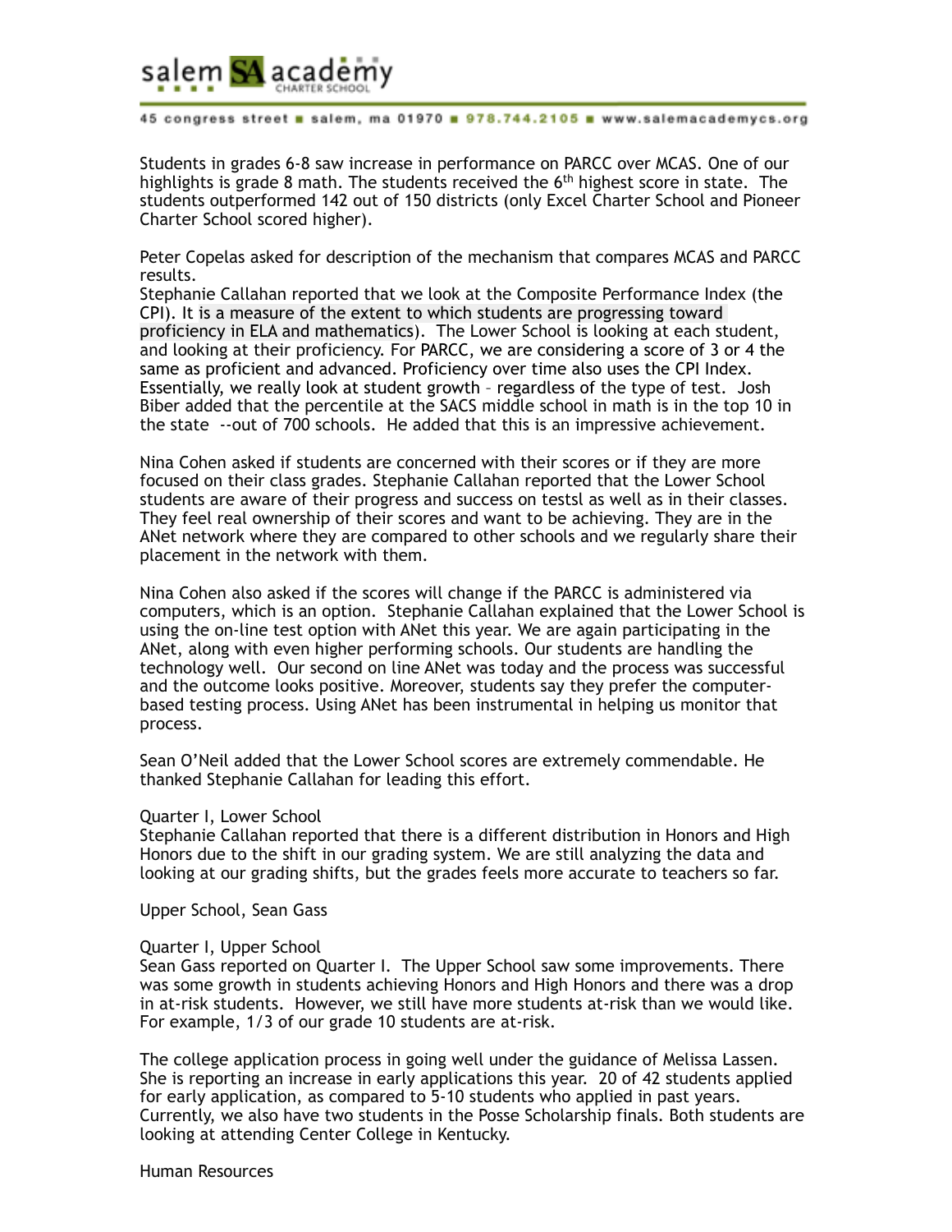Students in grades 6-8 saw increase in performance on PARCC over MCAS. One of our highlights is grade 8 math. The students received the 6th highest score in state. The students outperformed 142 out of 150 districts (only Excel Charter School and Pioneer Charter School scored higher).

Peter Copelas asked for description of the mechanism that compares MCAS and PARCC results.
Stephanie Callahan reported that we look at the Composite Performance Index (the CPI). It is a measure of the extent to which students are progressing toward proficiency in ELA and mathematics). The Lower School is looking at each student, and looking at their proficiency. For PARCC, we are considering a score of 3 or 4 the same as proficient and advanced. Proficiency over time also uses the CPI Index. Essentially, we really look at student growth – regardless of the type of test. Josh Biber added that the percentile at the SACS middle school in math is in the top 10 in the state --out of 700 schools. He added that this is an impressive achievement.

Nina Cohen asked if students are concerned with their scores or if they are more focused on their class grades. Stephanie Callahan reported that the Lower School students are aware of their progress and success on testsl as well as in their classes. They feel real ownership of their scores and want to be achieving. They are in the ANet network where they are compared to other schools and we regularly share their placement in the network with them.

Nina Cohen also asked if the scores will change if the PARCC is administered via computers, which is an option. Stephanie Callahan explained that the Lower School is using the on-line test option with ANet this year. We are again participating in the ANet, along with even higher performing schools. Our students are handling the technology well. Our second on line ANet was today and the process was successful and the outcome looks positive. Moreover, students say they prefer the computer-based testing process. Using ANet has been instrumental in helping us monitor that process.

Sean O'Neil added that the Lower School scores are extremely commendable. He thanked Stephanie Callahan for leading this effort.

Quarter I, Lower School
Stephanie Callahan reported that there is a different distribution in Honors and High Honors due to the shift in our grading system. We are still analyzing the data and looking at our grading shifts, but the grades feels more accurate to teachers so far.

Upper School, Sean Gass

Quarter I, Upper School
Sean Gass reported on Quarter I. The Upper School saw some improvements. There was some growth in students achieving Honors and High Honors and there was a drop in at-risk students. However, we still have more students at-risk than we would like. For example, 1/3 of our grade 10 students are at-risk.

The college application process in going well under the guidance of Melissa Lassen. She is reporting an increase in early applications this year. 20 of 42 students applied for early application, as compared to 5-10 students who applied in past years. Currently, we also have two students in the Posse Scholarship finals. Both students are looking at attending Center College in Kentucky.

Human Resources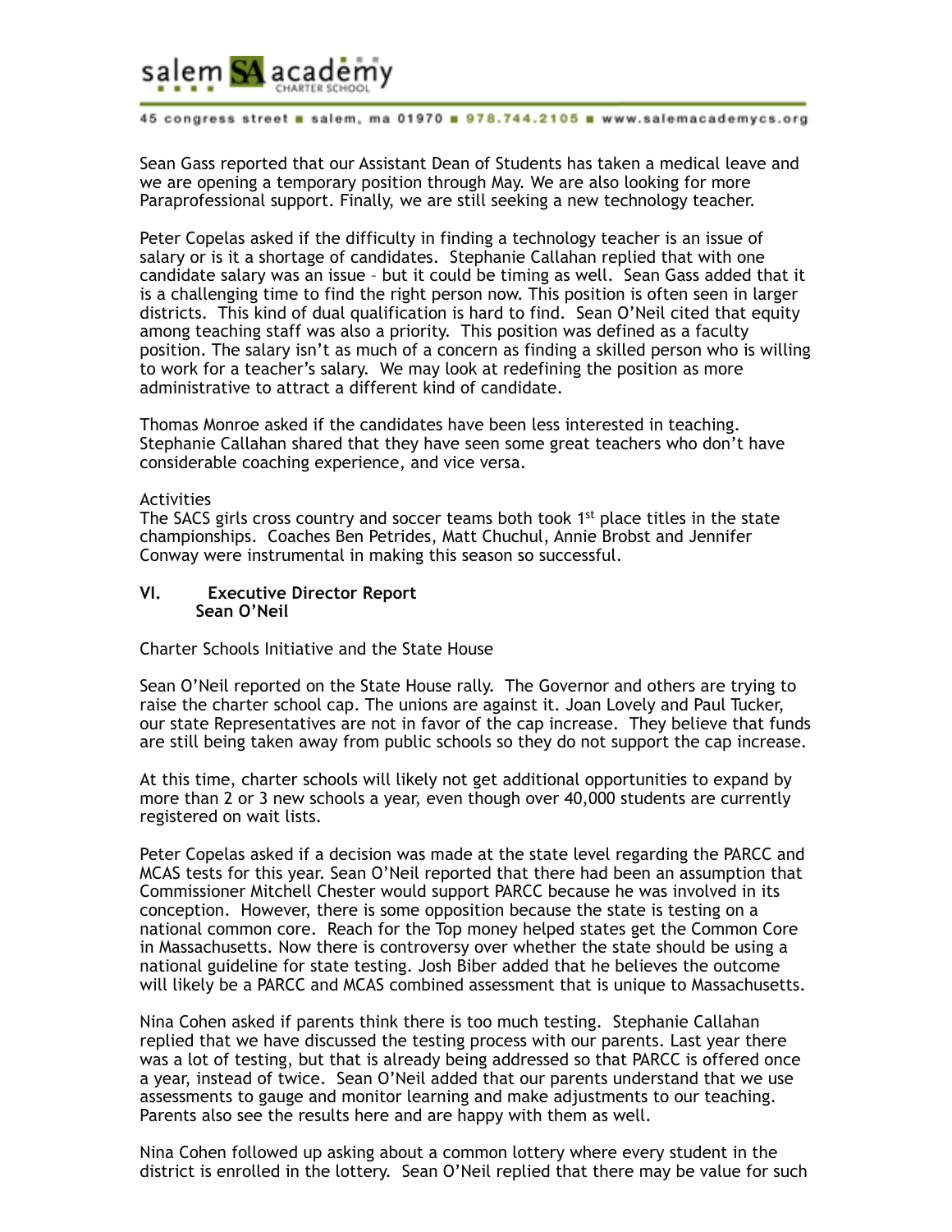Sean Gass reported that our Assistant Dean of Students has taken a medical leave and we are opening a temporary position through May. We are also looking for more Paraprofessional support. Finally, we are still seeking a new technology teacher.

Peter Copelas asked if the difficulty in finding a technology teacher is an issue of salary or is it a shortage of candidates. Stephanie Callahan replied that with one candidate salary was an issue – but it could be timing as well. Sean Gass added that it is a challenging time to find the right person now. This position is often seen in larger districts. This kind of dual qualification is hard to find. Sean O'Neil cited that equity among teaching staff was also a priority. This position was defined as a faculty position. The salary isn't as much of a concern as finding a skilled person who is willing to work for a teacher's salary. We may look at redefining the position as more administrative to attract a different kind of candidate.

Thomas Monroe asked if the candidates have been less interested in teaching. Stephanie Callahan shared that they have seen some great teachers who don't have considerable coaching experience, and vice versa.

Activities
The SACS girls cross country and soccer teams both took 1st place titles in the state championships. Coaches Ben Petrides, Matt Chuchul, Annie Brobst and Jennifer Conway were instrumental in making this season so successful.

## VI. Executive Director Report
**Sean O'Neil**

Charter Schools Initiative and the State House

Sean O'Neil reported on the State House rally. The Governor and others are trying to raise the charter school cap. The unions are against it. Joan Lovely and Paul Tucker, our state Representatives are not in favor of the cap increase. They believe that funds are still being taken away from public schools so they do not support the cap increase.

At this time, charter schools will likely not get additional opportunities to expand by more than 2 or 3 new schools a year, even though over 40,000 students are currently registered on wait lists.

Peter Copelas asked if a decision was made at the state level regarding the PARCC and MCAS tests for this year. Sean O'Neil reported that there had been an assumption that Commissioner Mitchell Chester would support PARCC because he was involved in its conception. However, there is some opposition because the state is testing on a national common core. Reach for the Top money helped states get the Common Core in Massachusetts. Now there is controversy over whether the state should be using a national guideline for state testing. Josh Biber added that he believes the outcome will likely be a PARCC and MCAS combined assessment that is unique to Massachusetts.

Nina Cohen asked if parents think there is too much testing. Stephanie Callahan replied that we have discussed the testing process with our parents. Last year there was a lot of testing, but that is already being addressed so that PARCC is offered once a year, instead of twice. Sean O'Neil added that our parents understand that we use assessments to gauge and monitor learning and make adjustments to our teaching. Parents also see the results here and are happy with them as well.

Nina Cohen followed up asking about a common lottery where every student in the district is enrolled in the lottery. Sean O'Neil replied that there may be value for such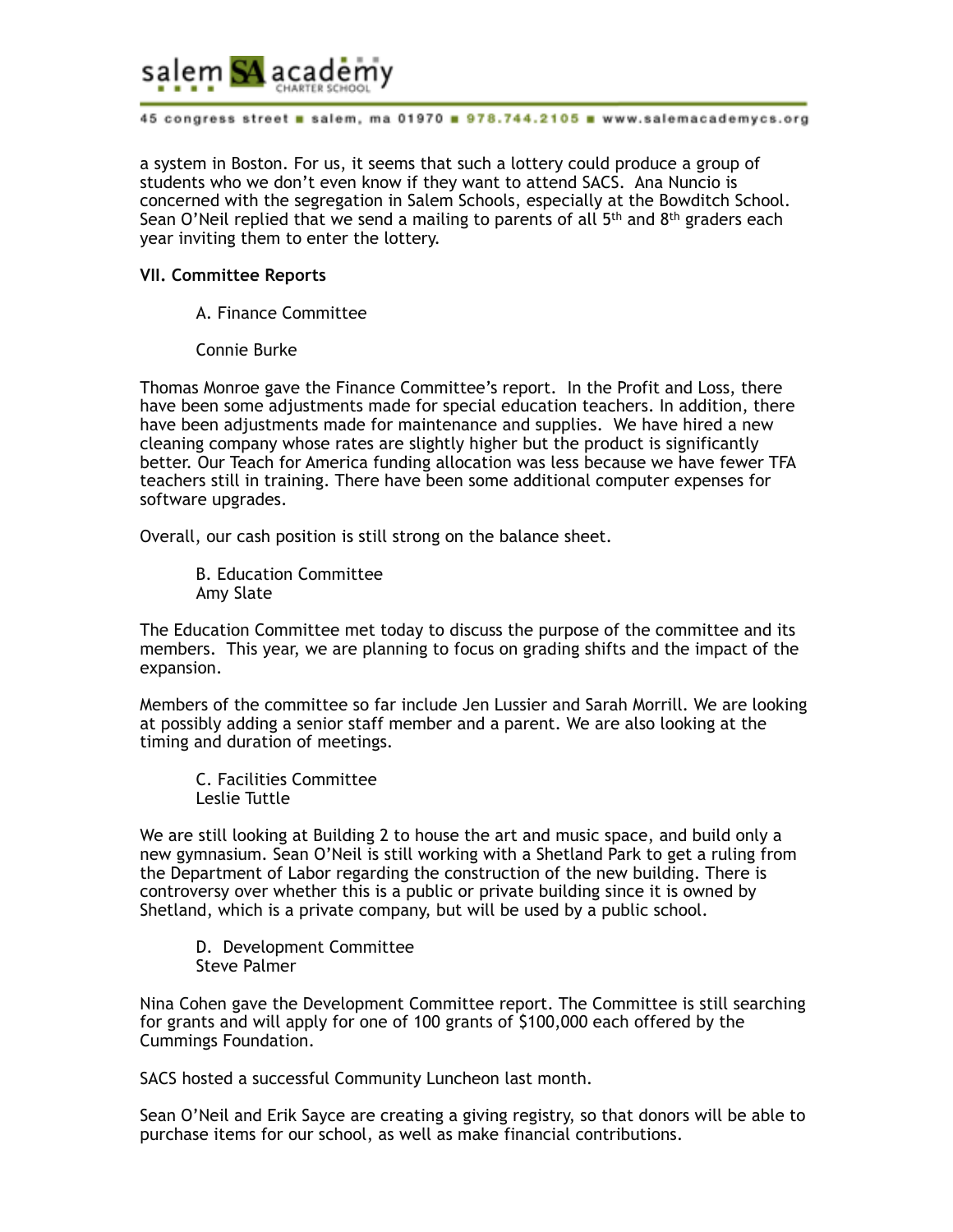a system in Boston. For us, it seems that such a lottery could produce a group of students who we don't even know if they want to attend SACS.  Ana Nuncio is concerned with the segregation in Salem Schools, especially at the Bowditch School. Sean O'Neil replied that we send a mailing to parents of all 5th and 8th graders each year inviting them to enter the lottery.

**VII. Committee Reports**

A. Finance Committee

Connie Burke

Thomas Monroe gave the Finance Committee's report.  In the Profit and Loss, there have been some adjustments made for special education teachers. In addition, there have been adjustments made for maintenance and supplies.  We have hired a new cleaning company whose rates are slightly higher but the product is significantly better. Our Teach for America funding allocation was less because we have fewer TFA teachers still in training. There have been some additional computer expenses for software upgrades.

Overall, our cash position is still strong on the balance sheet.

B. Education Committee
Amy Slate

The Education Committee met today to discuss the purpose of the committee and its members.  This year, we are planning to focus on grading shifts and the impact of the expansion.

Members of the committee so far include Jen Lussier and Sarah Morrill. We are looking at possibly adding a senior staff member and a parent. We are also looking at the timing and duration of meetings.

C. Facilities Committee
Leslie Tuttle

We are still looking at Building 2 to house the art and music space, and build only a new gymnasium. Sean O'Neil is still working with a Shetland Park to get a ruling from the Department of Labor regarding the construction of the new building. There is controversy over whether this is a public or private building since it is owned by Shetland, which is a private company, but will be used by a public school.

D.  Development Committee
Steve Palmer

Nina Cohen gave the Development Committee report. The Committee is still searching for grants and will apply for one of 100 grants of $100,000 each offered by the Cummings Foundation.

SACS hosted a successful Community Luncheon last month.

Sean O'Neil and Erik Sayce are creating a giving registry, so that donors will be able to purchase items for our school, as well as make financial contributions.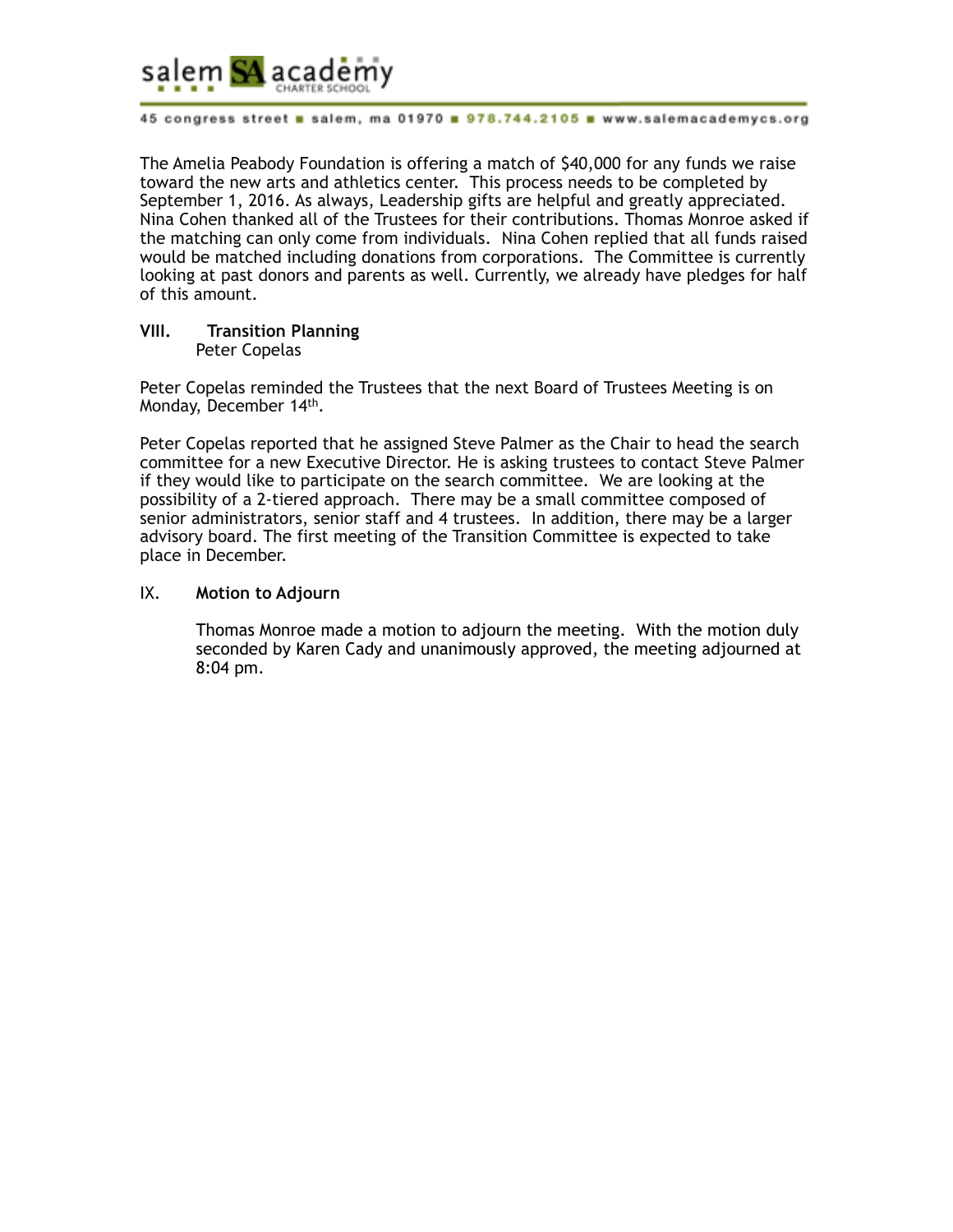The Amelia Peabody Foundation is offering a match of $40,000 for any funds we raise toward the new arts and athletics center. This process needs to be completed by September 1, 2016. As always, Leadership gifts are helpful and greatly appreciated. Nina Cohen thanked all of the Trustees for their contributions. Thomas Monroe asked if the matching can only come from individuals. Nina Cohen replied that all funds raised would be matched including donations from corporations. The Committee is currently looking at past donors and parents as well. Currently, we already have pledges for half of this amount.

**VIII. Transition Planning**
Peter Copelas

Peter Copelas reminded the Trustees that the next Board of Trustees Meeting is on Monday, December 14th.

Peter Copelas reported that he assigned Steve Palmer as the Chair to head the search committee for a new Executive Director. He is asking trustees to contact Steve Palmer if they would like to participate on the search committee. We are looking at the possibility of a 2-tiered approach. There may be a small committee composed of senior administrators, senior staff and 4 trustees. In addition, there may be a larger advisory board. The first meeting of the Transition Committee is expected to take place in December.

IX. **Motion to Adjourn**

Thomas Monroe made a motion to adjourn the meeting. With the motion duly seconded by Karen Cady and unanimously approved, the meeting adjourned at 8:04 pm.